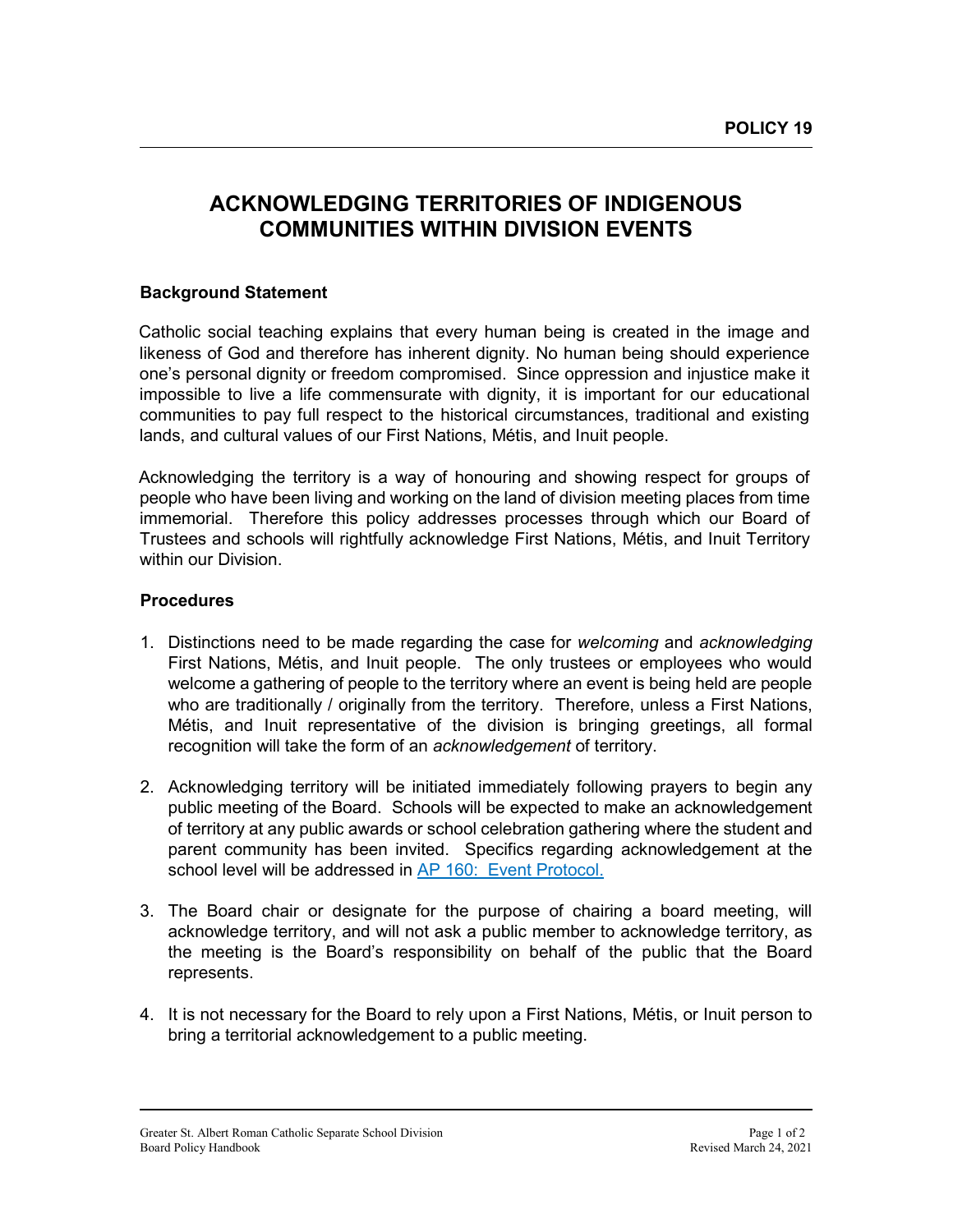**POLICY 19**

# ACKNOWLEDGING TERRITORIES OF INDIGENOUS COMMUNITIES WITHIN DIVISION EVENTS

### Background Statement

Catholic social teaching explains that every human being is created in the image and likeness of God and therefore has inherent dignity. No human being should experience one's personal dignity or freedom compromised. Since oppression and injustice make it impossible to live a life commensurate with dignity, it is important for our educational communities to pay full respect to the historical circumstances, traditional and existing lands, and cultural values of our First Nations, Métis, and Inuit people.

Acknowledging the territory is a way of honouring and showing respect for groups of people who have been living and working on the land of division meeting places from time immemorial. Therefore this policy addresses processes through which our Board of Trustees and schools will rightfully acknowledge First Nations, Métis, and Inuit Territory within our Division.

### Procedures

1. Distinctions need to be made regarding the case for *welcoming* and *acknowledging* First Nations, Métis, and Inuit people. The only trustees or employees who would welcome a gathering of people to the territory where an event is being held are people who are traditionally / originally from the territory. Therefore, unless a First Nations, Métis, and Inuit representative of the division is bringing greetings, all formal recognition will take the form of an *acknowledgement* of territory.

2. Acknowledging territory will be initiated immediately following prayers to begin any public meeting of the Board. Schools will be expected to make an acknowledgement of territory at any public awards or school celebration gathering where the student and parent community has been invited. Specifics regarding acknowledgement at the school level will be addressed in AP 160: Event Protocol.

3. The Board chair or designate for the purpose of chairing a board meeting, will acknowledge territory, and will not ask a public member to acknowledge territory, as the meeting is the Board's responsibility on behalf of the public that the Board represents.

4. It is not necessary for the Board to rely upon a First Nations, Métis, or Inuit person to bring a territorial acknowledgement to a public meeting.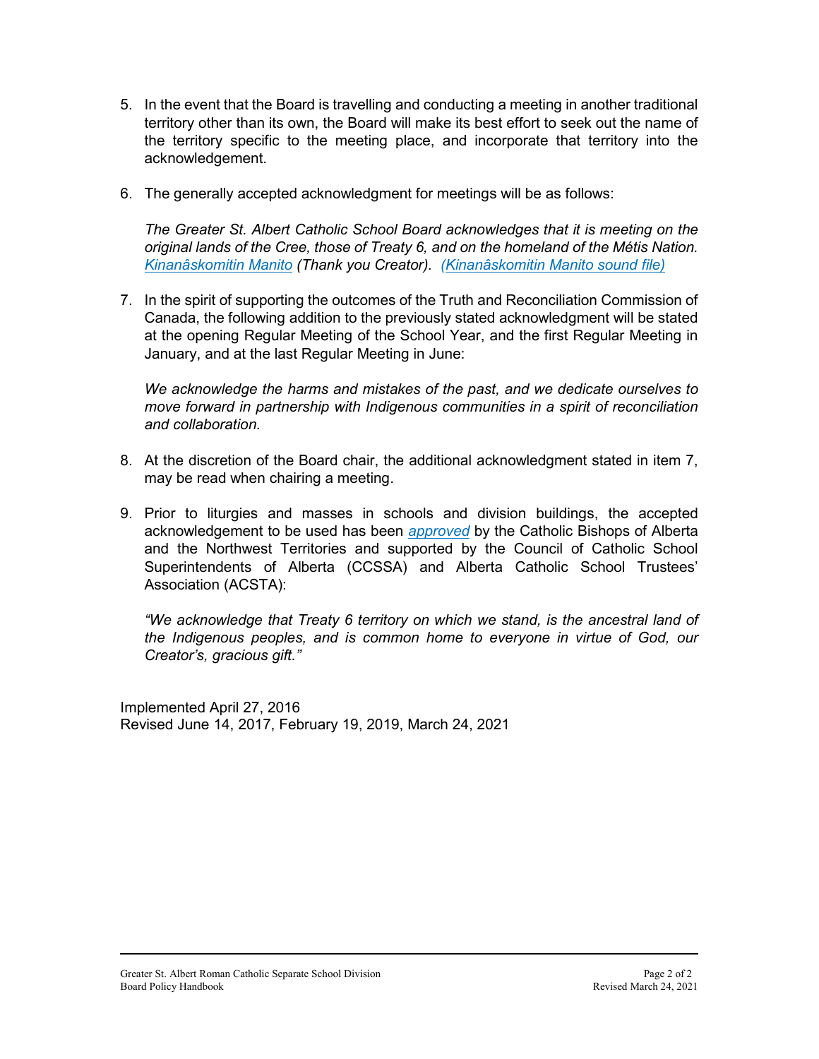5. In the event that the Board is travelling and conducting a meeting in another traditional territory other than its own, the Board will make its best effort to seek out the name of the territory specific to the meeting place, and incorporate that territory into the acknowledgement.

6. The generally accepted acknowledgment for meetings will be as follows:

   *The Greater St. Albert Catholic School Board acknowledges that it is meeting on the original lands of the Cree, those of Treaty 6, and on the homeland of the Métis Nation. Kinanâskomitin Manito (Thank you Creator). (Kinanâskomitin Manito sound file)*

7. In the spirit of supporting the outcomes of the Truth and Reconciliation Commission of Canada, the following addition to the previously stated acknowledgment will be stated at the opening Regular Meeting of the School Year, and the first Regular Meeting in January, and at the last Regular Meeting in June:

   *We acknowledge the harms and mistakes of the past, and we dedicate ourselves to move forward in partnership with Indigenous communities in a spirit of reconciliation and collaboration.*

8. At the discretion of the Board chair, the additional acknowledgment stated in item 7, may be read when chairing a meeting.

9. Prior to liturgies and masses in schools and division buildings, the accepted acknowledgement to be used has been *approved* by the Catholic Bishops of Alberta and the Northwest Territories and supported by the Council of Catholic School Superintendents of Alberta (CCSSA) and Alberta Catholic School Trustees' Association (ACSTA):

   *"We acknowledge that Treaty 6 territory on which we stand, is the ancestral land of the Indigenous peoples, and is common home to everyone in virtue of God, our Creator's, gracious gift."*

Implemented April 27, 2016
Revised June 14, 2017, February 19, 2019, March 24, 2021